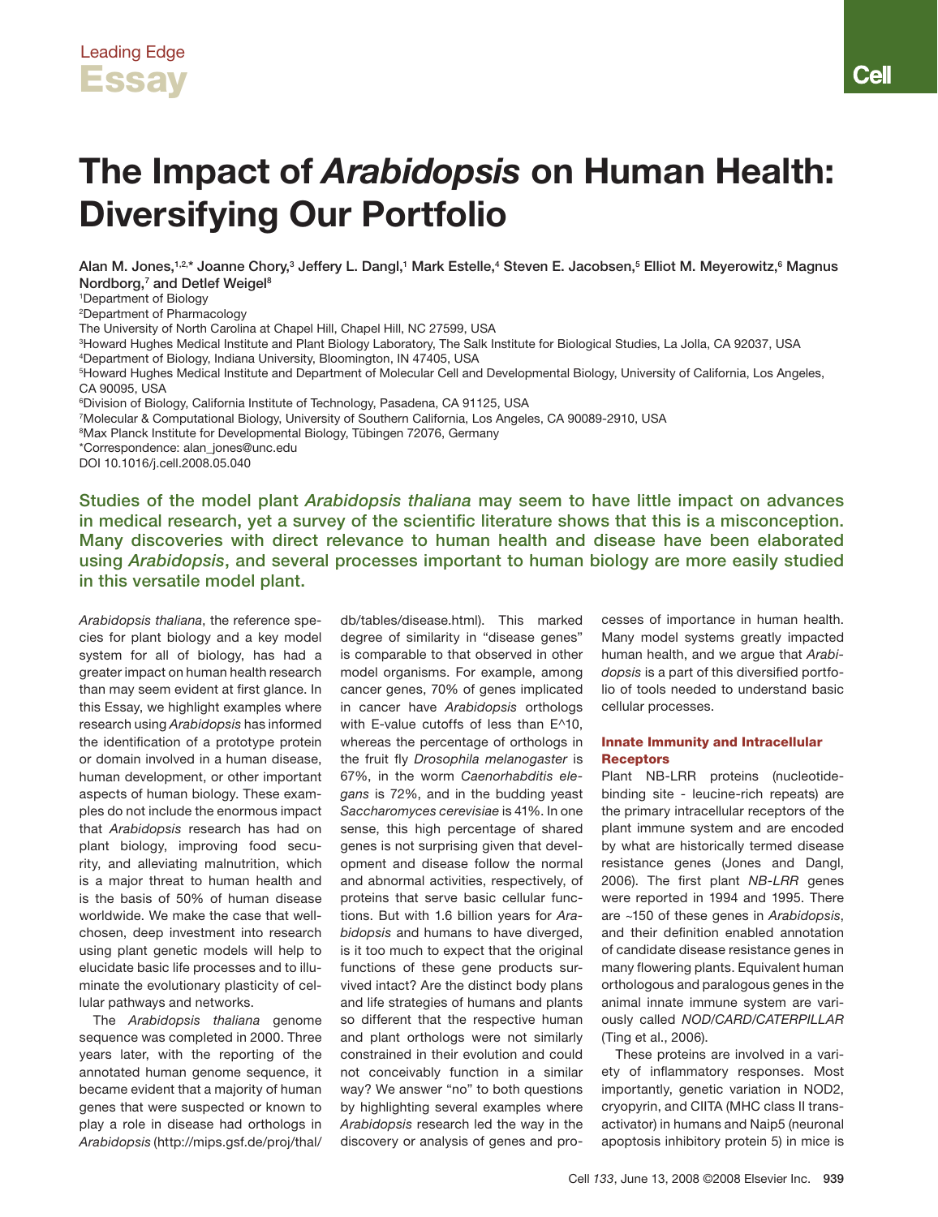Leading Edge

# Essay

# The Impact of *Arabidopsis* on Human Health: Diversifying Our Portfolio

Alan M. Jones,[1,2,*] Joanne Chory,[3] Jeffery L. Dangl,[1] Mark Estelle,[4] Steven E. Jacobsen,[5] Elliot M. Meyerowitz,[6] Magnus Nordborg,[7] and Detlef Weigel[8]

[1]Department of Biology
[2]Department of Pharmacology
The University of North Carolina at Chapel Hill, Chapel Hill, NC 27599, USA
[3]Howard Hughes Medical Institute and Plant Biology Laboratory, The Salk Institute for Biological Studies, La Jolla, CA 92037, USA
[4]Department of Biology, Indiana University, Bloomington, IN 47405, USA
[5]Howard Hughes Medical Institute and Department of Molecular Cell and Developmental Biology, University of California, Los Angeles, CA 90095, USA
[6]Division of Biology, California Institute of Technology, Pasadena, CA 91125, USA
[7]Molecular & Computational Biology, University of Southern California, Los Angeles, CA 90089-2910, USA
[8]Max Planck Institute for Developmental Biology, Tübingen 72076, Germany
*Correspondence: alan_jones@unc.edu
DOI 10.1016/j.cell.2008.05.040

**Studies of the model plant *Arabidopsis thaliana* may seem to have little impact on advances in medical research, yet a survey of the scientific literature shows that this is a misconception. Many discoveries with direct relevance to human health and disease have been elaborated using *Arabidopsis*, and several processes important to human biology are more easily studied in this versatile model plant.**

*Arabidopsis thaliana*, the reference species for plant biology and a key model system for all of biology, has had a greater impact on human health research than may seem evident at first glance. In this Essay, we highlight examples where research using *Arabidopsis* has informed the identification of a prototype protein or domain involved in a human disease, human development, or other important aspects of human biology. These examples do not include the enormous impact that *Arabidopsis* research has had on plant biology, improving food security, and alleviating malnutrition, which is a major threat to human health and is the basis of 50% of human disease worldwide. We make the case that well-chosen, deep investment into research using plant genetic models will help to elucidate basic life processes and to illuminate the evolutionary plasticity of cellular pathways and networks.

The *Arabidopsis thaliana* genome sequence was completed in 2000. Three years later, with the reporting of the annotated human genome sequence, it became evident that a majority of human genes that were suspected or known to play a role in disease had orthologs in *Arabidopsis* (http://mips.gsf.de/proj/thal/db/tables/disease.html). This marked degree of similarity in "disease genes" is comparable to that observed in other model organisms. For example, among cancer genes, 70% of genes implicated in cancer have *Arabidopsis* orthologs with E-value cutoffs of less than E^10, whereas the percentage of orthologs in the fruit fly *Drosophila melanogaster* is 67%, in the worm *Caenorhabditis elegans* is 72%, and in the budding yeast *Saccharomyces cerevisiae* is 41%. In one sense, this high percentage of shared genes is not surprising given that development and disease follow the normal and abnormal activities, respectively, of proteins that serve basic cellular functions. But with 1.6 billion years for *Arabidopsis* and humans to have diverged, is it too much to expect that the original functions of these gene products survived intact? Are the distinct body plans and life strategies of humans and plants so different that the respective human and plant orthologs were not similarly constrained in their evolution and could not conceivably function in a similar way? We answer "no" to both questions by highlighting several examples where *Arabidopsis* research led the way in the discovery or analysis of genes and processes of importance in human health. Many model systems greatly impacted human health, and we argue that *Arabidopsis* is a part of this diversified portfolio of tools needed to understand basic cellular processes.

## Innate Immunity and Intracellular Receptors

Plant NB-LRR proteins (nucleotide-binding site - leucine-rich repeats) are the primary intracellular receptors of the plant immune system and are encoded by what are historically termed disease resistance genes (Jones and Dangl, 2006). The first plant *NB-LRR* genes were reported in 1994 and 1995. There are ~150 of these genes in *Arabidopsis*, and their definition enabled annotation of candidate disease resistance genes in many flowering plants. Equivalent human orthologous and paralogous genes in the animal innate immune system are variously called *NOD/CARD/CATERPILLAR* (Ting et al., 2006).

These proteins are involved in a variety of inflammatory responses. Most importantly, genetic variation in NOD2, cryopyrin, and CIITA (MHC class II transactivator) in humans and Naip5 (neuronal apoptosis inhibitory protein 5) in mice is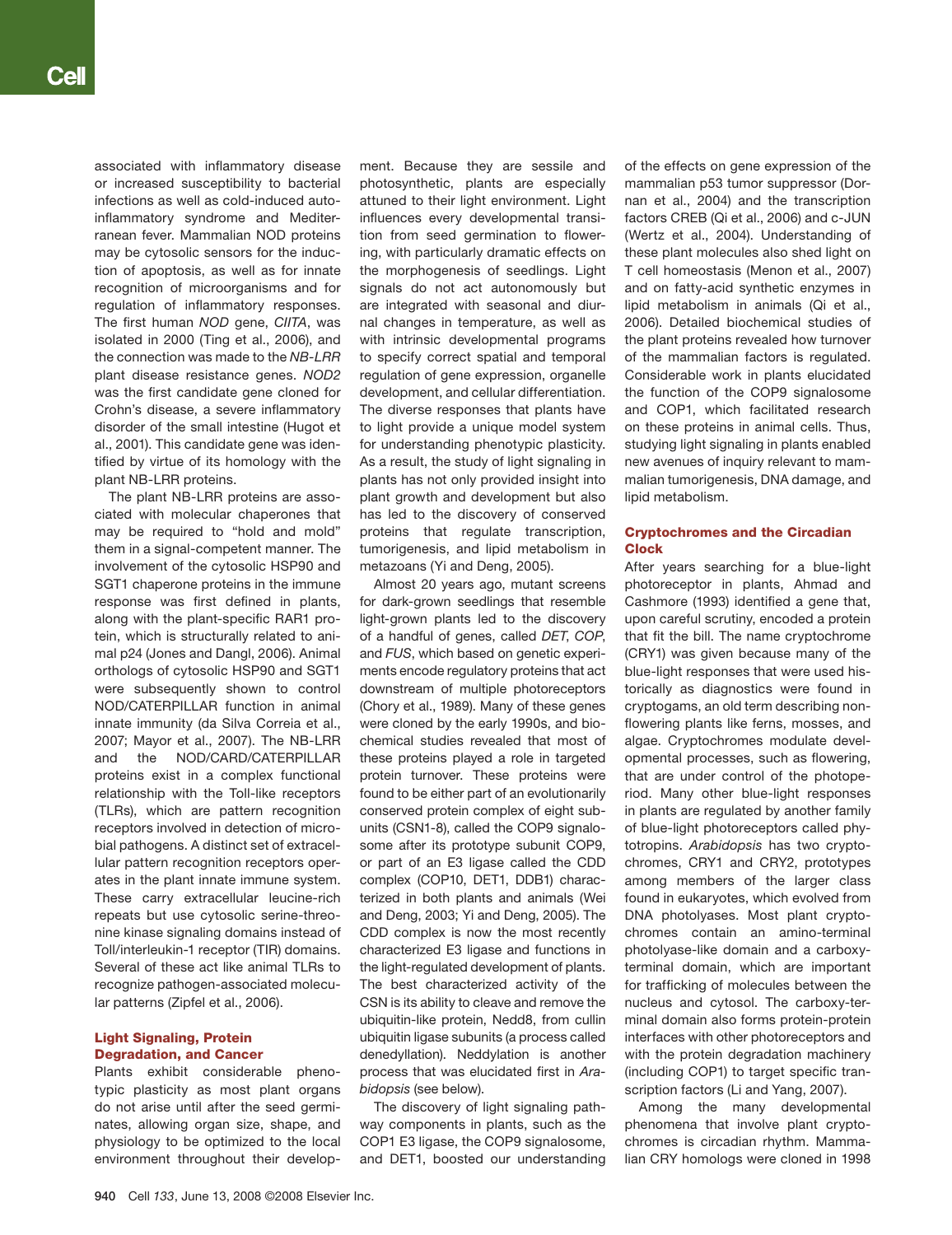associated with inflammatory disease or increased susceptibility to bacterial infections as well as cold-induced autoinflammatory syndrome and Mediterranean fever. Mammalian NOD proteins may be cytosolic sensors for the induction of apoptosis, as well as for innate recognition of microorganisms and for regulation of inflammatory responses. The first human *NOD* gene, *CIITA*, was isolated in 2000 (Ting et al., 2006), and the connection was made to the *NB-LRR* plant disease resistance genes. *NOD2* was the first candidate gene cloned for Crohn's disease, a severe inflammatory disorder of the small intestine (Hugot et al., 2001). This candidate gene was identified by virtue of its homology with the plant NB-LRR proteins.

The plant NB-LRR proteins are associated with molecular chaperones that may be required to "hold and mold" them in a signal-competent manner. The involvement of the cytosolic HSP90 and SGT1 chaperone proteins in the immune response was first defined in plants, along with the plant-specific RAR1 protein, which is structurally related to animal p24 (Jones and Dangl, 2006). Animal orthologs of cytosolic HSP90 and SGT1 were subsequently shown to control NOD/CATERPILLAR function in animal innate immunity (da Silva Correia et al., 2007; Mayor et al., 2007). The NB-LRR and the NOD/CARD/CATERPILLAR proteins exist in a complex functional relationship with the Toll-like receptors (TLRs), which are pattern recognition receptors involved in detection of microbial pathogens. A distinct set of extracellular pattern recognition receptors operates in the plant innate immune system. These carry extracellular leucine-rich repeats but use cytosolic serine-threonine kinase signaling domains instead of Toll/interleukin-1 receptor (TIR) domains. Several of these act like animal TLRs to recognize pathogen-associated molecular patterns (Zipfel et al., 2006).

## Light Signaling, Protein Degradation, and Cancer

Plants exhibit considerable phenotypic plasticity as most plant organs do not arise until after the seed germinates, allowing organ size, shape, and physiology to be optimized to the local environment throughout their development. Because they are sessile and photosynthetic, plants are especially attuned to their light environment. Light influences every developmental transition from seed germination to flowering, with particularly dramatic effects on the morphogenesis of seedlings. Light signals do not act autonomously but are integrated with seasonal and diurnal changes in temperature, as well as with intrinsic developmental programs to specify correct spatial and temporal regulation of gene expression, organelle development, and cellular differentiation. The diverse responses that plants have to light provide a unique model system for understanding phenotypic plasticity. As a result, the study of light signaling in plants has not only provided insight into plant growth and development but also has led to the discovery of conserved proteins that regulate transcription, tumorigenesis, and lipid metabolism in metazoans (Yi and Deng, 2005).

Almost 20 years ago, mutant screens for dark-grown seedlings that resemble light-grown plants led to the discovery of a handful of genes, called *DET*, *COP*, and *FUS*, which based on genetic experiments encode regulatory proteins that act downstream of multiple photoreceptors (Chory et al., 1989). Many of these genes were cloned by the early 1990s, and biochemical studies revealed that most of these proteins played a role in targeted protein turnover. These proteins were found to be either part of an evolutionarily conserved protein complex of eight subunits (CSN1-8), called the COP9 signalosome after its prototype subunit COP9, or part of an E3 ligase called the CDD complex (COP10, DET1, DDB1) characterized in both plants and animals (Wei and Deng, 2003; Yi and Deng, 2005). The CDD complex is now the most recently characterized E3 ligase and functions in the light-regulated development of plants. The best characterized activity of the CSN is its ability to cleave and remove the ubiquitin-like protein, Nedd8, from cullin ubiquitin ligase subunits (a process called denedylation). Neddylation is another process that was elucidated first in *Arabidopsis* (see below).

The discovery of light signaling pathway components in plants, such as the COP1 E3 ligase, the COP9 signalosome, and DET1, boosted our understanding of the effects on gene expression of the mammalian p53 tumor suppressor (Dornan et al., 2004) and the transcription factors CREB (Qi et al., 2006) and c-JUN (Wertz et al., 2004). Understanding of these plant molecules also shed light on T cell homeostasis (Menon et al., 2007) and on fatty-acid synthetic enzymes in lipid metabolism in animals (Qi et al., 2006). Detailed biochemical studies of the plant proteins revealed how turnover of the mammalian factors is regulated. Considerable work in plants elucidated the function of the COP9 signalosome and COP1, which facilitated research on these proteins in animal cells. Thus, studying light signaling in plants enabled new avenues of inquiry relevant to mammalian tumorigenesis, DNA damage, and lipid metabolism.

## Cryptochromes and the Circadian Clock

After years searching for a blue-light photoreceptor in plants, Ahmad and Cashmore (1993) identified a gene that, upon careful scrutiny, encoded a protein that fit the bill. The name cryptochrome (CRY1) was given because many of the blue-light responses that were used historically as diagnostics were found in cryptogams, an old term describing nonflowering plants like ferns, mosses, and algae. Cryptochromes modulate developmental processes, such as flowering, that are under control of the photoperiod. Many other blue-light responses in plants are regulated by another family of blue-light photoreceptors called phytotropins. *Arabidopsis* has two cryptochromes, CRY1 and CRY2, prototypes among members of the larger class found in eukaryotes, which evolved from DNA photolyases. Most plant cryptochromes contain an amino-terminal photolyase-like domain and a carboxy-terminal domain, which are important for trafficking of molecules between the nucleus and cytosol. The carboxy-terminal domain also forms protein-protein interfaces with other photoreceptors and with the protein degradation machinery (including COP1) to target specific transcription factors (Li and Yang, 2007).

Among the many developmental phenomena that involve plant cryptochromes is circadian rhythm. Mammalian CRY homologs were cloned in 1998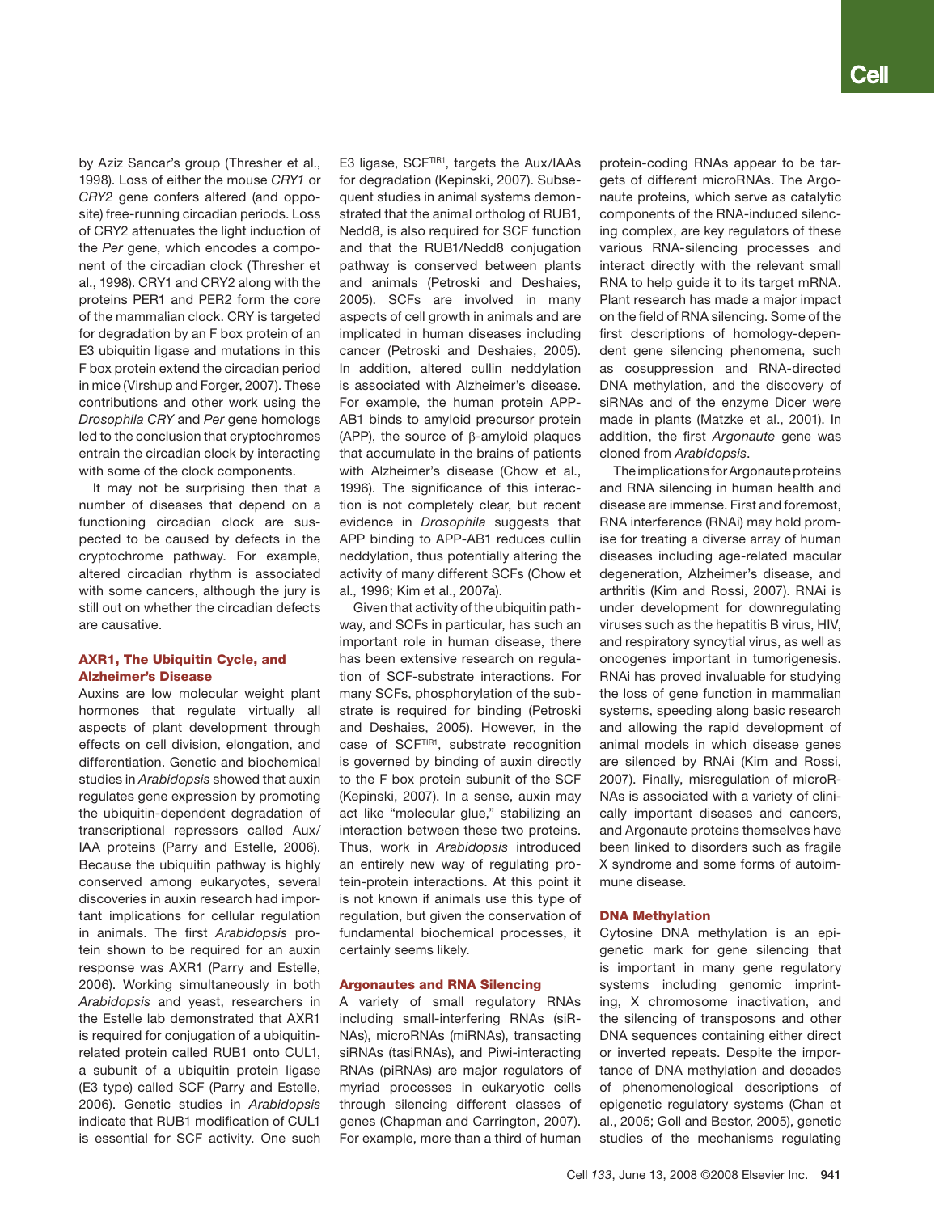by Aziz Sancar's group (Thresher et al., 1998). Loss of either the mouse *CRY1* or *CRY2* gene confers altered (and opposite) free-running circadian periods. Loss of CRY2 attenuates the light induction of the *Per* gene, which encodes a component of the circadian clock (Thresher et al., 1998). CRY1 and CRY2 along with the proteins PER1 and PER2 form the core of the mammalian clock. CRY is targeted for degradation by an F box protein of an E3 ubiquitin ligase and mutations in this F box protein extend the circadian period in mice (Virshup and Forger, 2007). These contributions and other work using the *Drosophila CRY* and *Per* gene homologs led to the conclusion that cryptochromes entrain the circadian clock by interacting with some of the clock components.

It may not be surprising then that a number of diseases that depend on a functioning circadian clock are suspected to be caused by defects in the cryptochrome pathway. For example, altered circadian rhythm is associated with some cancers, although the jury is still out on whether the circadian defects are causative.

## AXR1, The Ubiquitin Cycle, and Alzheimer's Disease

Auxins are low molecular weight plant hormones that regulate virtually all aspects of plant development through effects on cell division, elongation, and differentiation. Genetic and biochemical studies in *Arabidopsis* showed that auxin regulates gene expression by promoting the ubiquitin-dependent degradation of transcriptional repressors called Aux/IAA proteins (Parry and Estelle, 2006). Because the ubiquitin pathway is highly conserved among eukaryotes, several discoveries in auxin research had important implications for cellular regulation in animals. The first *Arabidopsis* protein shown to be required for an auxin response was AXR1 (Parry and Estelle, 2006). Working simultaneously in both *Arabidopsis* and yeast, researchers in the Estelle lab demonstrated that AXR1 is required for conjugation of a ubiquitin-related protein called RUB1 onto CUL1, a subunit of a ubiquitin protein ligase (E3 type) called SCF (Parry and Estelle, 2006). Genetic studies in *Arabidopsis* indicate that RUB1 modification of CUL1 is essential for SCF activity. One such E3 ligase, $SCF^{TIR1}$, targets the Aux/IAAs for degradation (Kepinski, 2007). Subsequent studies in animal systems demonstrated that the animal ortholog of RUB1, Nedd8, is also required for SCF function and that the RUB1/Nedd8 conjugation pathway is conserved between plants and animals (Petroski and Deshaies, 2005). SCFs are involved in many aspects of cell growth in animals and are implicated in human diseases including cancer (Petroski and Deshaies, 2005). In addition, altered cullin neddylation is associated with Alzheimer's disease. For example, the human protein APP-AB1 binds to amyloid precursor protein (APP), the source of β-amyloid plaques that accumulate in the brains of patients with Alzheimer's disease (Chow et al., 1996). The significance of this interaction is not completely clear, but recent evidence in *Drosophila* suggests that APP binding to APP-AB1 reduces cullin neddylation, thus potentially altering the activity of many different SCFs (Chow et al., 1996; Kim et al., 2007a).

Given that activity of the ubiquitin pathway, and SCFs in particular, has such an important role in human disease, there has been extensive research on regulation of SCF-substrate interactions. For many SCFs, phosphorylation of the substrate is required for binding (Petroski and Deshaies, 2005). However, in the case of $SCF^{TIR1}$, substrate recognition is governed by binding of auxin directly to the F box protein subunit of the SCF (Kepinski, 2007). In a sense, auxin may act like "molecular glue," stabilizing an interaction between these two proteins. Thus, work in *Arabidopsis* introduced an entirely new way of regulating protein-protein interactions. At this point it is not known if animals use this type of regulation, but given the conservation of fundamental biochemical processes, it certainly seems likely.

## Argonautes and RNA Silencing

A variety of small regulatory RNAs including small-interfering RNAs (siRNAs), microRNAs (miRNAs), transacting siRNAs (tasiRNAs), and Piwi-interacting RNAs (piRNAs) are major regulators of myriad processes in eukaryotic cells through silencing different classes of genes (Chapman and Carrington, 2007). For example, more than a third of human protein-coding RNAs appear to be targets of different microRNAs. The Argonaute proteins, which serve as catalytic components of the RNA-induced silencing complex, are key regulators of these various RNA-silencing processes and interact directly with the relevant small RNA to help guide it to its target mRNA. Plant research has made a major impact on the field of RNA silencing. Some of the first descriptions of homology-dependent gene silencing phenomena, such as cosuppression and RNA-directed DNA methylation, and the discovery of siRNAs and of the enzyme Dicer were made in plants (Matzke et al., 2001). In addition, the first *Argonaute* gene was cloned from *Arabidopsis*.

The implications for Argonaute proteins and RNA silencing in human health and disease are immense. First and foremost, RNA interference (RNAi) may hold promise for treating a diverse array of human diseases including age-related macular degeneration, Alzheimer's disease, and arthritis (Kim and Rossi, 2007). RNAi is under development for downregulating viruses such as the hepatitis B virus, HIV, and respiratory syncytial virus, as well as oncogenes important in tumorigenesis. RNAi has proved invaluable for studying the loss of gene function in mammalian systems, speeding along basic research and allowing the rapid development of animal models in which disease genes are silenced by RNAi (Kim and Rossi, 2007). Finally, misregulation of microRNAs is associated with a variety of clinically important diseases and cancers, and Argonaute proteins themselves have been linked to disorders such as fragile X syndrome and some forms of autoimmune disease.

## DNA Methylation

Cytosine DNA methylation is an epigenetic mark for gene silencing that is important in many gene regulatory systems including genomic imprinting, X chromosome inactivation, and the silencing of transposons and other DNA sequences containing either direct or inverted repeats. Despite the importance of DNA methylation and decades of phenomenological descriptions of epigenetic regulatory systems (Chan et al., 2005; Goll and Bestor, 2005), genetic studies of the mechanisms regulating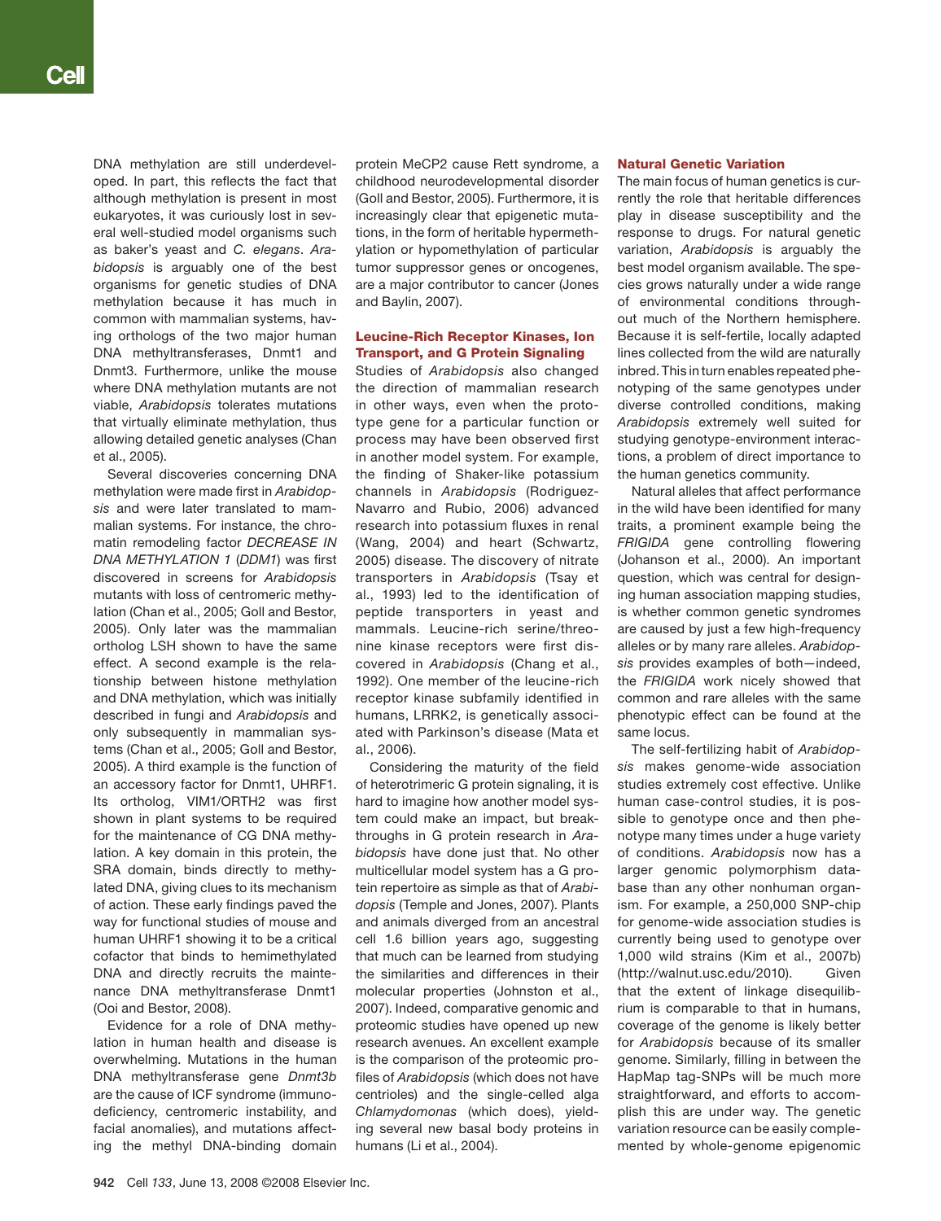DNA methylation are still underdeveloped. In part, this reflects the fact that although methylation is present in most eukaryotes, it was curiously lost in several well-studied model organisms such as baker's yeast and *C. elegans*. *Arabidopsis* is arguably one of the best organisms for genetic studies of DNA methylation because it has much in common with mammalian systems, having orthologs of the two major human DNA methyltransferases, Dnmt1 and Dnmt3. Furthermore, unlike the mouse where DNA methylation mutants are not viable, *Arabidopsis* tolerates mutations that virtually eliminate methylation, thus allowing detailed genetic analyses (Chan et al., 2005).

Several discoveries concerning DNA methylation were made first in *Arabidopsis* and were later translated to mammalian systems. For instance, the chromatin remodeling factor *DECREASE IN DNA METHYLATION 1* (*DDM1*) was first discovered in screens for *Arabidopsis* mutants with loss of centromeric methylation (Chan et al., 2005; Goll and Bestor, 2005). Only later was the mammalian ortholog LSH shown to have the same effect. A second example is the relationship between histone methylation and DNA methylation, which was initially described in fungi and *Arabidopsis* and only subsequently in mammalian systems (Chan et al., 2005; Goll and Bestor, 2005). A third example is the function of an accessory factor for Dnmt1, UHRF1. Its ortholog, VIM1/ORTH2 was first shown in plant systems to be required for the maintenance of CG DNA methylation. A key domain in this protein, the SRA domain, binds directly to methylated DNA, giving clues to its mechanism of action. These early findings paved the way for functional studies of mouse and human UHRF1 showing it to be a critical cofactor that binds to hemimethylated DNA and directly recruits the maintenance DNA methyltransferase Dnmt1 (Ooi and Bestor, 2008).

Evidence for a role of DNA methylation in human health and disease is overwhelming. Mutations in the human DNA methyltransferase gene *Dnmt3b* are the cause of ICF syndrome (immunodeficiency, centromeric instability, and facial anomalies), and mutations affecting the methyl DNA-binding domain protein MeCP2 cause Rett syndrome, a childhood neurodevelopmental disorder (Goll and Bestor, 2005). Furthermore, it is increasingly clear that epigenetic mutations, in the form of heritable hypermethylation or hypomethylation of particular tumor suppressor genes or oncogenes, are a major contributor to cancer (Jones and Baylin, 2007).

## Leucine-Rich Receptor Kinases, Ion Transport, and G Protein Signaling

Studies of *Arabidopsis* also changed the direction of mammalian research in other ways, even when the prototype gene for a particular function or process may have been observed first in another model system. For example, the finding of Shaker-like potassium channels in *Arabidopsis* (Rodriguez-Navarro and Rubio, 2006) advanced research into potassium fluxes in renal (Wang, 2004) and heart (Schwartz, 2005) disease. The discovery of nitrate transporters in *Arabidopsis* (Tsay et al., 1993) led to the identification of peptide transporters in yeast and mammals. Leucine-rich serine/threonine kinase receptors were first discovered in *Arabidopsis* (Chang et al., 1992). One member of the leucine-rich receptor kinase subfamily identified in humans, LRRK2, is genetically associated with Parkinson's disease (Mata et al., 2006).

Considering the maturity of the field of heterotrimeric G protein signaling, it is hard to imagine how another model system could make an impact, but breakthroughs in G protein research in *Arabidopsis* have done just that. No other multicellular model system has a G protein repertoire as simple as that of *Arabidopsis* (Temple and Jones, 2007). Plants and animals diverged from an ancestral cell 1.6 billion years ago, suggesting that much can be learned from studying the similarities and differences in their molecular properties (Johnston et al., 2007). Indeed, comparative genomic and proteomic studies have opened up new research avenues. An excellent example is the comparison of the proteomic profiles of *Arabidopsis* (which does not have centrioles) and the single-celled alga *Chlamydomonas* (which does), yielding several new basal body proteins in humans (Li et al., 2004).

## Natural Genetic Variation

The main focus of human genetics is currently the role that heritable differences play in disease susceptibility and the response to drugs. For natural genetic variation, *Arabidopsis* is arguably the best model organism available. The species grows naturally under a wide range of environmental conditions throughout much of the Northern hemisphere. Because it is self-fertile, locally adapted lines collected from the wild are naturally inbred. This in turn enables repeated phenotyping of the same genotypes under diverse controlled conditions, making *Arabidopsis* extremely well suited for studying genotype-environment interactions, a problem of direct importance to the human genetics community.

Natural alleles that affect performance in the wild have been identified for many traits, a prominent example being the *FRIGIDA* gene controlling flowering (Johanson et al., 2000). An important question, which was central for designing human association mapping studies, is whether common genetic syndromes are caused by just a few high-frequency alleles or by many rare alleles. *Arabidopsis* provides examples of both—indeed, the *FRIGIDA* work nicely showed that common and rare alleles with the same phenotypic effect can be found at the same locus.

The self-fertilizing habit of *Arabidopsis* makes genome-wide association studies extremely cost effective. Unlike human case-control studies, it is possible to genotype once and then phenotype many times under a huge variety of conditions. *Arabidopsis* now has a larger genomic polymorphism database than any other nonhuman organism. For example, a 250,000 SNP-chip for genome-wide association studies is currently being used to genotype over 1,000 wild strains (Kim et al., 2007b) (http://walnut.usc.edu/2010). Given that the extent of linkage disequilibrium is comparable to that in humans, coverage of the genome is likely better for *Arabidopsis* because of its smaller genome. Similarly, filling in between the HapMap tag-SNPs will be much more straightforward, and efforts to accomplish this are under way. The genetic variation resource can be easily complemented by whole-genome epigenomic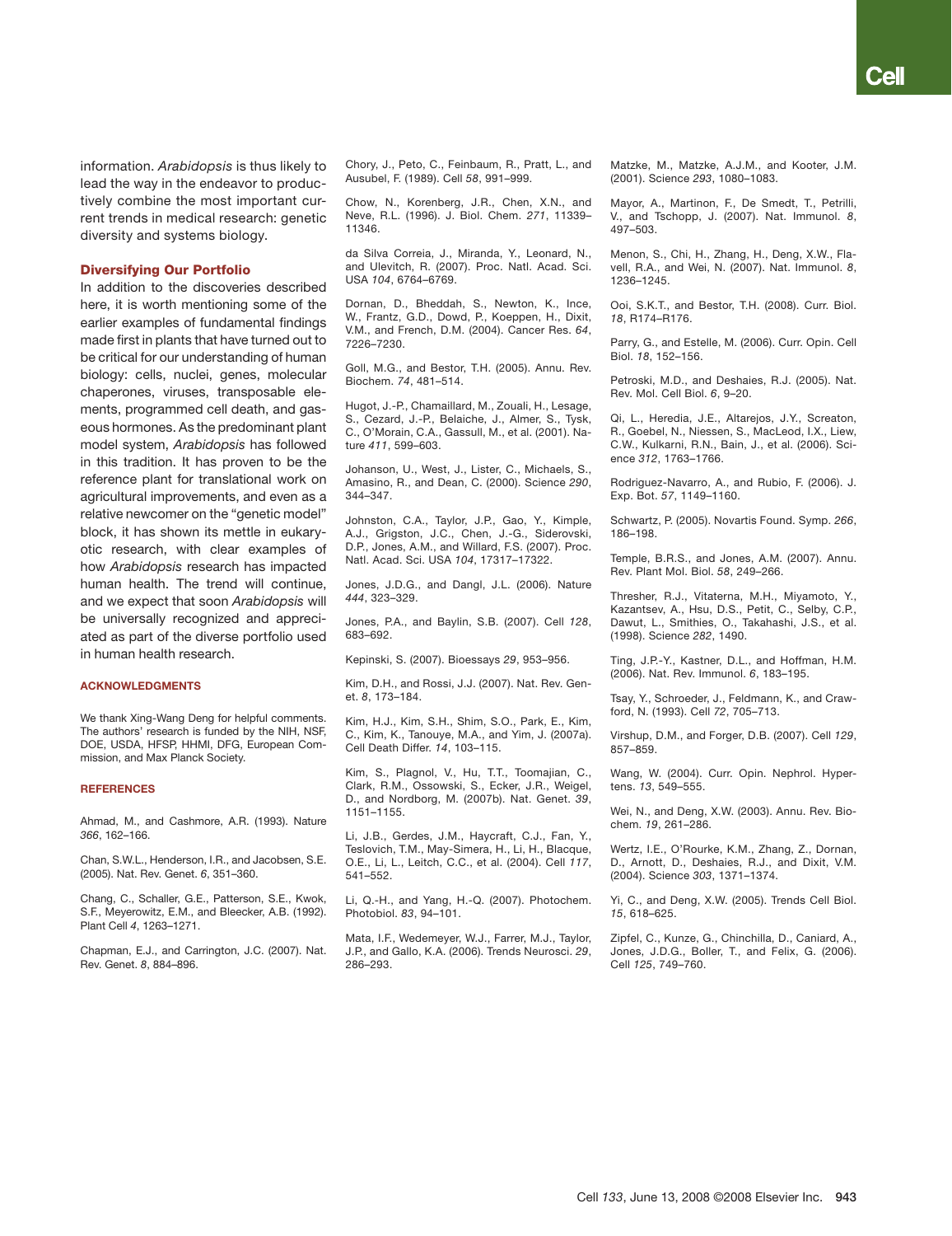information. *Arabidopsis* is thus likely to lead the way in the endeavor to productively combine the most important current trends in medical research: genetic diversity and systems biology.

## Diversifying Our Portfolio

In addition to the discoveries described here, it is worth mentioning some of the earlier examples of fundamental findings made first in plants that have turned out to be critical for our understanding of human biology: cells, nuclei, genes, molecular chaperones, viruses, transposable elements, programmed cell death, and gaseous hormones. As the predominant plant model system, *Arabidopsis* has followed in this tradition. It has proven to be the reference plant for translational work on agricultural improvements, and even as a relative newcomer on the "genetic model" block, it has shown its mettle in eukaryotic research, with clear examples of how *Arabidopsis* research has impacted human health. The trend will continue, and we expect that soon *Arabidopsis* will be universally recognized and appreciated as part of the diverse portfolio used in human health research.

### ACKNOWLEDGMENTS

We thank Xing-Wang Deng for helpful comments. The authors' research is funded by the NIH, NSF, DOE, USDA, HFSP, HHMI, DFG, European Commission, and Max Planck Society.

### REFERENCES

Ahmad, M., and Cashmore, A.R. (1993). Nature *366*, 162–166.

Chan, S.W.L., Henderson, I.R., and Jacobsen, S.E. (2005). Nat. Rev. Genet. *6*, 351–360.

Chang, C., Schaller, G.E., Patterson, S.E., Kwok, S.F., Meyerowitz, E.M., and Bleecker, A.B. (1992). Plant Cell *4*, 1263–1271.

Chapman, E.J., and Carrington, J.C. (2007). Nat. Rev. Genet. *8*, 884–896.

Chory, J., Peto, C., Feinbaum, R., Pratt, L., and Ausubel, F. (1989). Cell *58*, 991–999.

Chow, N., Korenberg, J.R., Chen, X.N., and Neve, R.L. (1996). J. Biol. Chem. *271*, 11339–11346.

da Silva Correia, J., Miranda, Y., Leonard, N., and Ulevitch, R. (2007). Proc. Natl. Acad. Sci. USA *104*, 6764–6769.

Dornan, D., Bheddah, S., Newton, K., Ince, W., Frantz, G.D., Dowd, P., Koeppen, H., Dixit, V.M., and French, D.M. (2004). Cancer Res. *64*, 7226–7230.

Goll, M.G., and Bestor, T.H. (2005). Annu. Rev. Biochem. *74*, 481–514.

Hugot, J.-P., Chamaillard, M., Zouali, H., Lesage, S., Cezard, J.-P., Belaiche, J., Almer, S., Tysk, C., O'Morain, C.A., Gassull, M., et al. (2001). Nature *411*, 599–603.

Johanson, U., West, J., Lister, C., Michaels, S., Amasino, R., and Dean, C. (2000). Science *290*, 344–347.

Johnston, C.A., Taylor, J.P., Gao, Y., Kimple, A.J., Grigston, J.C., Chen, J.-G., Siderovski, D.P., Jones, A.M., and Willard, F.S. (2007). Proc. Natl. Acad. Sci. USA *104*, 17317–17322.

Jones, J.D.G., and Dangl, J.L. (2006). Nature *444*, 323–329.

Jones, P.A., and Baylin, S.B. (2007). Cell *128*, 683–692.

Kepinski, S. (2007). Bioessays *29*, 953–956.

Kim, D.H., and Rossi, J.J. (2007). Nat. Rev. Genet. *8*, 173–184.

Kim, H.J., Kim, S.H., Shim, S.O., Park, E., Kim, C., Kim, K., Tanouye, M.A., and Yim, J. (2007a). Cell Death Differ. *14*, 103–115.

Kim, S., Plagnol, V., Hu, T.T., Toomajian, C., Clark, R.M., Ossowski, S., Ecker, J.R., Weigel, D., and Nordborg, M. (2007b). Nat. Genet. *39*, 1151–1155.

Li, J.B., Gerdes, J.M., Haycraft, C.J., Fan, Y., Teslovich, T.M., May-Simera, H., Li, H., Blacque, O.E., Li, L., Leitch, C.C., et al. (2004). Cell *117*, 541–552.

Li, Q.-H., and Yang, H.-Q. (2007). Photochem. Photobiol. *83*, 94–101.

Mata, I.F., Wedemeyer, W.J., Farrer, M.J., Taylor, J.P., and Gallo, K.A. (2006). Trends Neurosci. *29*, 286–293.

Matzke, M., Matzke, A.J.M., and Kooter, J.M. (2001). Science *293*, 1080–1083.

Mayor, A., Martinon, F., De Smedt, T., Petrilli, V., and Tschopp, J. (2007). Nat. Immunol. *8*, 497–503.

Menon, S., Chi, H., Zhang, H., Deng, X.W., Flavell, R.A., and Wei, N. (2007). Nat. Immunol. *8*, 1236–1245.

Ooi, S.K.T., and Bestor, T.H. (2008). Curr. Biol. *18*, R174–R176.

Parry, G., and Estelle, M. (2006). Curr. Opin. Cell Biol. *18*, 152–156.

Petroski, M.D., and Deshaies, R.J. (2005). Nat. Rev. Mol. Cell Biol. *6*, 9–20.

Qi, L., Heredia, J.E., Altarejos, J.Y., Screaton, R., Goebel, N., Niessen, S., MacLeod, I.X., Liew, C.W., Kulkarni, R.N., Bain, J., et al. (2006). Science *312*, 1763–1766.

Rodriguez-Navarro, A., and Rubio, F. (2006). J. Exp. Bot. *57*, 1149–1160.

Schwartz, P. (2005). Novartis Found. Symp. *266*, 186–198.

Temple, B.R.S., and Jones, A.M. (2007). Annu. Rev. Plant Mol. Biol. *58*, 249–266.

Thresher, R.J., Vitaterna, M.H., Miyamoto, Y., Kazantsev, A., Hsu, D.S., Petit, C., Selby, C.P., Dawut, L., Smithies, O., Takahashi, J.S., et al. (1998). Science *282*, 1490.

Ting, J.P.-Y., Kastner, D.L., and Hoffman, H.M. (2006). Nat. Rev. Immunol. *6*, 183–195.

Tsay, Y., Schroeder, J., Feldmann, K., and Crawford, N. (1993). Cell *72*, 705–713.

Virshup, D.M., and Forger, D.B. (2007). Cell *129*, 857–859.

Wang, W. (2004). Curr. Opin. Nephrol. Hypertens. *13*, 549–555.

Wei, N., and Deng, X.W. (2003). Annu. Rev. Biochem. *19*, 261–286.

Wertz, I.E., O'Rourke, K.M., Zhang, Z., Dornan, D., Arnott, D., Deshaies, R.J., and Dixit, V.M. (2004). Science *303*, 1371–1374.

Yi, C., and Deng, X.W. (2005). Trends Cell Biol. *15*, 618–625.

Zipfel, C., Kunze, G., Chinchilla, D., Caniard, A., Jones, J.D.G., Boller, T., and Felix, G. (2006). Cell *125*, 749–760.